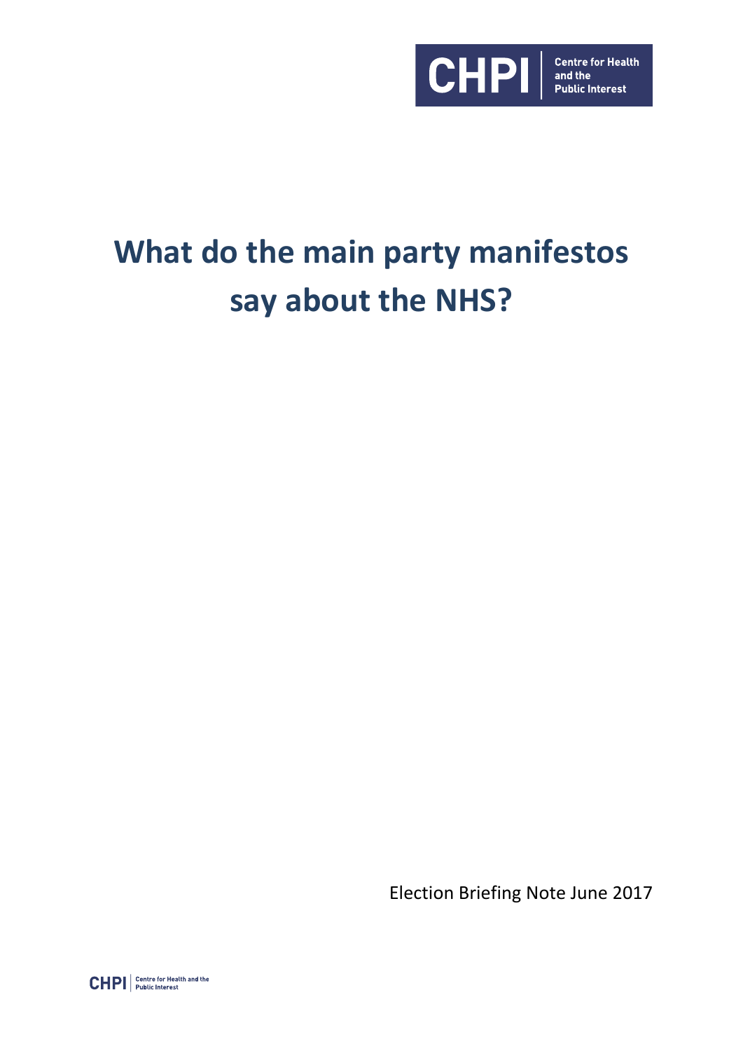CHPI | Centre for Health and the Public Interest

# What do the main party manifestos say about the NHS?

Election Briefing Note June 2017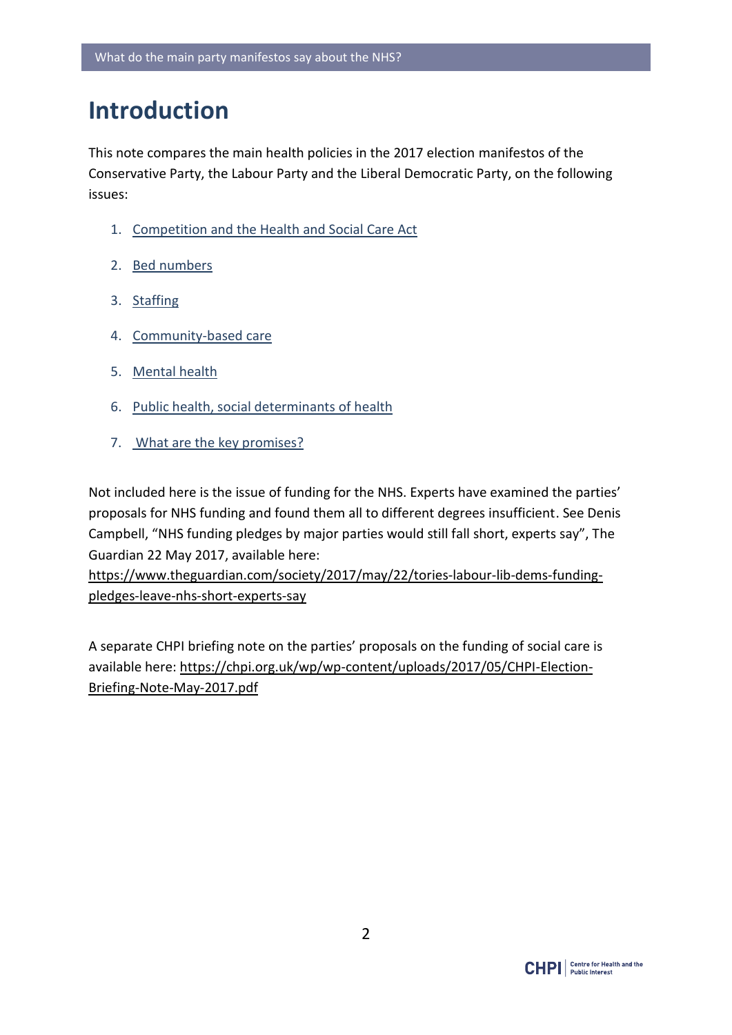# Introduction

This note compares the main health policies in the 2017 election manifestos of the Conservative Party, the Labour Party and the Liberal Democratic Party, on the following issues:

1. Competition and the Health and Social Care Act
2. Bed numbers
3. Staffing
4. Community-based care
5. Mental health
6. Public health, social determinants of health
7. What are the key promises?

Not included here is the issue of funding for the NHS. Experts have examined the parties' proposals for NHS funding and found them all to different degrees insufficient. See Denis Campbell, "NHS funding pledges by major parties would still fall short, experts say", The Guardian 22 May 2017, available here: https://www.theguardian.com/society/2017/may/22/tories-labour-lib-dems-funding-pledges-leave-nhs-short-experts-say

A separate CHPI briefing note on the parties' proposals on the funding of social care is available here: https://chpi.org.uk/wp/wp-content/uploads/2017/05/CHPI-Election-Briefing-Note-May-2017.pdf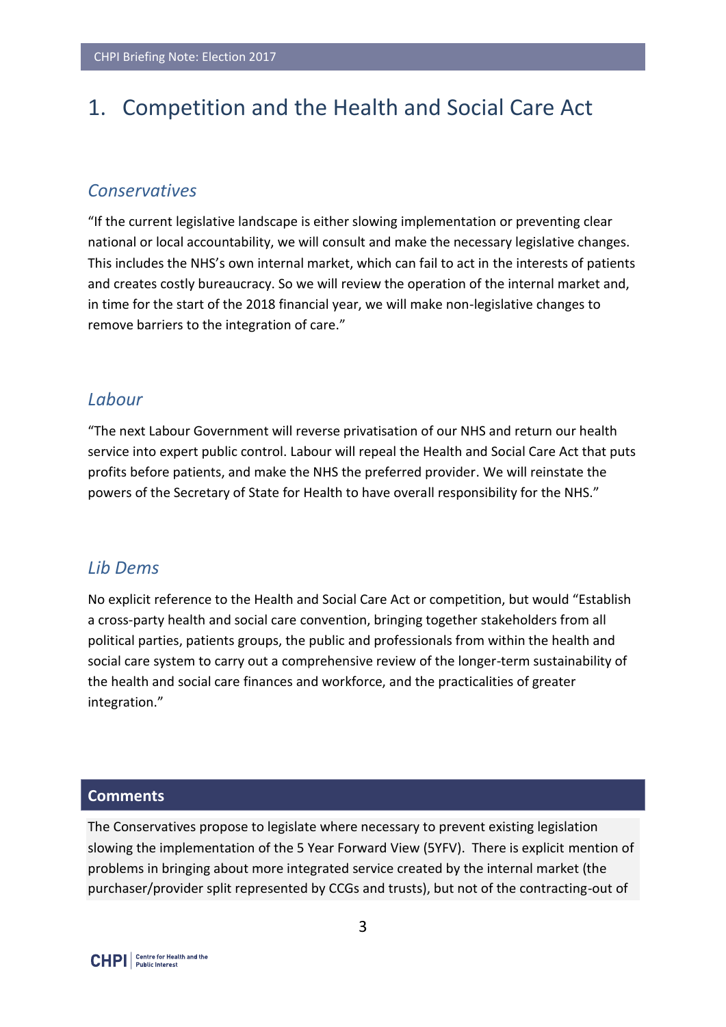# 1. Competition and the Health and Social Care Act

## *Conservatives*

"If the current legislative landscape is either slowing implementation or preventing clear national or local accountability, we will consult and make the necessary legislative changes. This includes the NHS's own internal market, which can fail to act in the interests of patients and creates costly bureaucracy. So we will review the operation of the internal market and, in time for the start of the 2018 financial year, we will make non-legislative changes to remove barriers to the integration of care."

## *Labour*

"The next Labour Government will reverse privatisation of our NHS and return our health service into expert public control. Labour will repeal the Health and Social Care Act that puts profits before patients, and make the NHS the preferred provider. We will reinstate the powers of the Secretary of State for Health to have overall responsibility for the NHS."

## *Lib Dems*

No explicit reference to the Health and Social Care Act or competition, but would "Establish a cross-party health and social care convention, bringing together stakeholders from all political parties, patients groups, the public and professionals from within the health and social care system to carry out a comprehensive review of the longer-term sustainability of the health and social care finances and workforce, and the practicalities of greater integration."

### Comments

The Conservatives propose to legislate where necessary to prevent existing legislation slowing the implementation of the 5 Year Forward View (5YFV). There is explicit mention of problems in bringing about more integrated service created by the internal market (the purchaser/provider split represented by CCGs and trusts), but not of the contracting-out of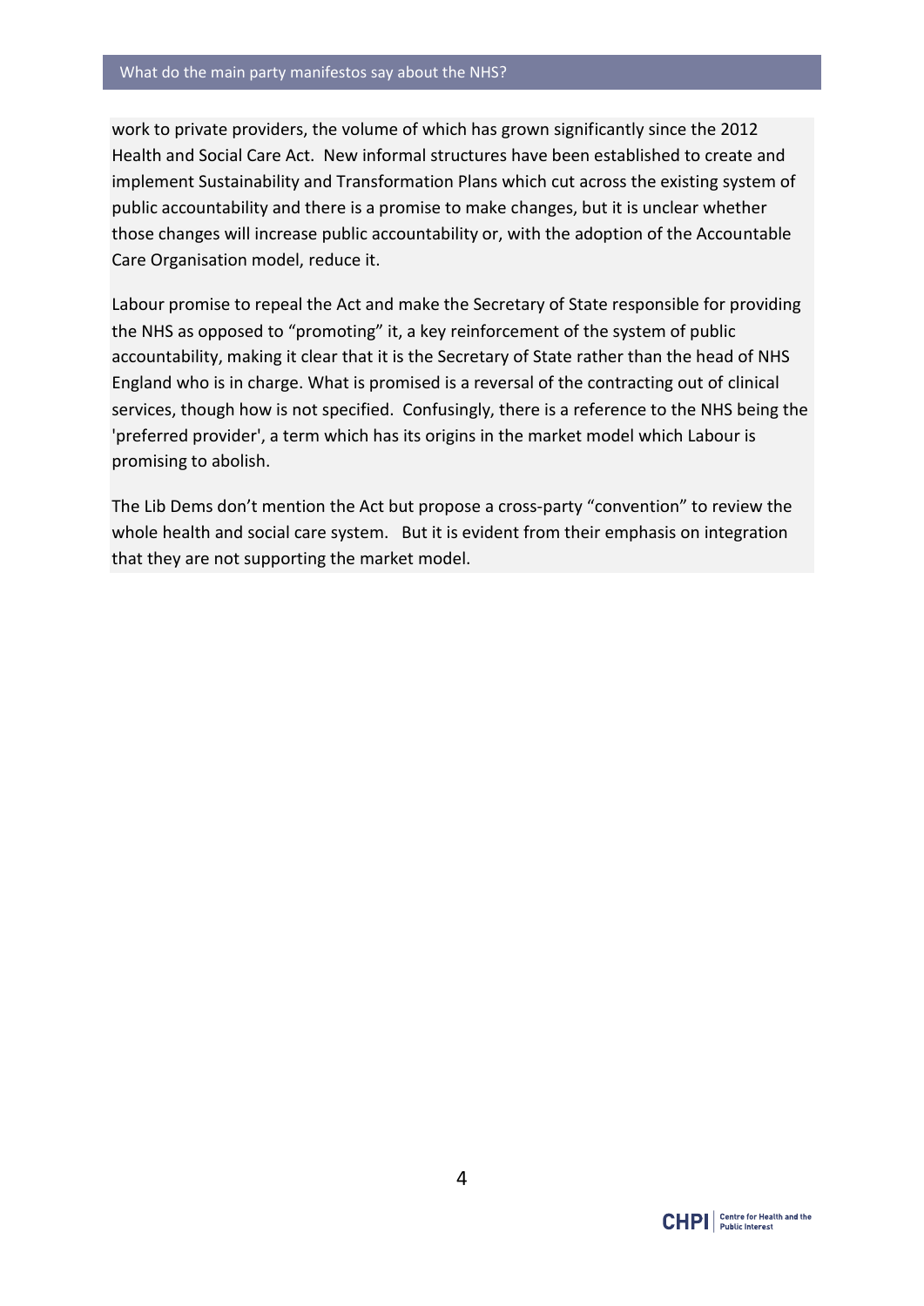work to private providers, the volume of which has grown significantly since the 2012 Health and Social Care Act. New informal structures have been established to create and implement Sustainability and Transformation Plans which cut across the existing system of public accountability and there is a promise to make changes, but it is unclear whether those changes will increase public accountability or, with the adoption of the Accountable Care Organisation model, reduce it.

Labour promise to repeal the Act and make the Secretary of State responsible for providing the NHS as opposed to "promoting" it, a key reinforcement of the system of public accountability, making it clear that it is the Secretary of State rather than the head of NHS England who is in charge. What is promised is a reversal of the contracting out of clinical services, though how is not specified. Confusingly, there is a reference to the NHS being the 'preferred provider', a term which has its origins in the market model which Labour is promising to abolish.

The Lib Dems don't mention the Act but propose a cross-party "convention" to review the whole health and social care system. But it is evident from their emphasis on integration that they are not supporting the market model.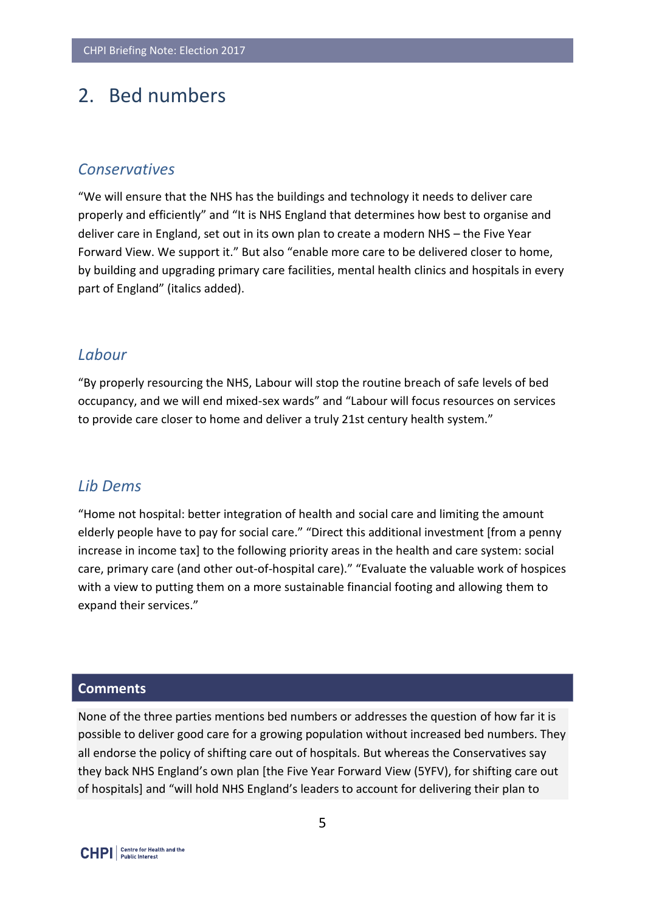## 2. Bed numbers

### *Conservatives*

"We will ensure that the NHS has the buildings and technology it needs to deliver care properly and efficiently" and "It is NHS England that determines how best to organise and deliver care in England, set out in its own plan to create a modern NHS – the Five Year Forward View. We support it." But also "enable more care to be delivered closer to home, by building and upgrading primary care facilities, mental health clinics and hospitals in every part of England" (italics added).

### *Labour*

"By properly resourcing the NHS, Labour will stop the routine breach of safe levels of bed occupancy, and we will end mixed-sex wards" and "Labour will focus resources on services to provide care closer to home and deliver a truly 21st century health system."

### *Lib Dems*

"Home not hospital: better integration of health and social care and limiting the amount elderly people have to pay for social care." "Direct this additional investment [from a penny increase in income tax] to the following priority areas in the health and care system: social care, primary care (and other out-of-hospital care)." "Evaluate the valuable work of hospices with a view to putting them on a more sustainable financial footing and allowing them to expand their services."

**Comments**

None of the three parties mentions bed numbers or addresses the question of how far it is possible to deliver good care for a growing population without increased bed numbers. They all endorse the policy of shifting care out of hospitals. But whereas the Conservatives say they back NHS England's own plan [the Five Year Forward View (5YFV), for shifting care out of hospitals] and "will hold NHS England's leaders to account for delivering their plan to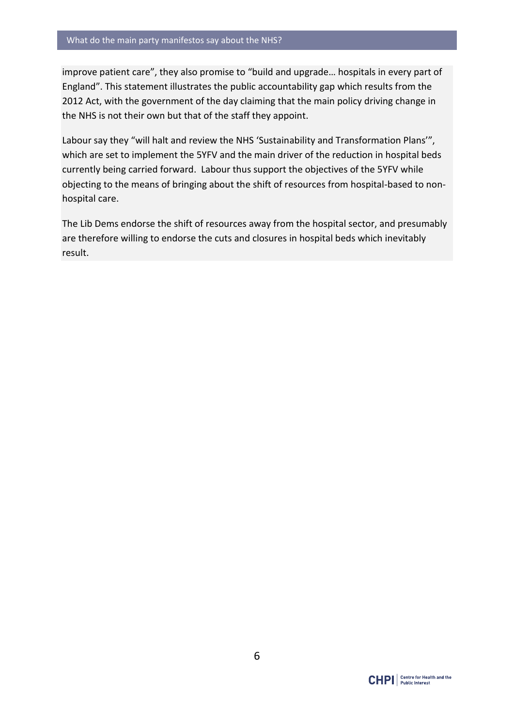improve patient care", they also promise to "build and upgrade… hospitals in every part of England". This statement illustrates the public accountability gap which results from the 2012 Act, with the government of the day claiming that the main policy driving change in the NHS is not their own but that of the staff they appoint.

Labour say they "will halt and review the NHS 'Sustainability and Transformation Plans'", which are set to implement the 5YFV and the main driver of the reduction in hospital beds currently being carried forward. Labour thus support the objectives of the 5YFV while objecting to the means of bringing about the shift of resources from hospital-based to non-hospital care.

The Lib Dems endorse the shift of resources away from the hospital sector, and presumably are therefore willing to endorse the cuts and closures in hospital beds which inevitably result.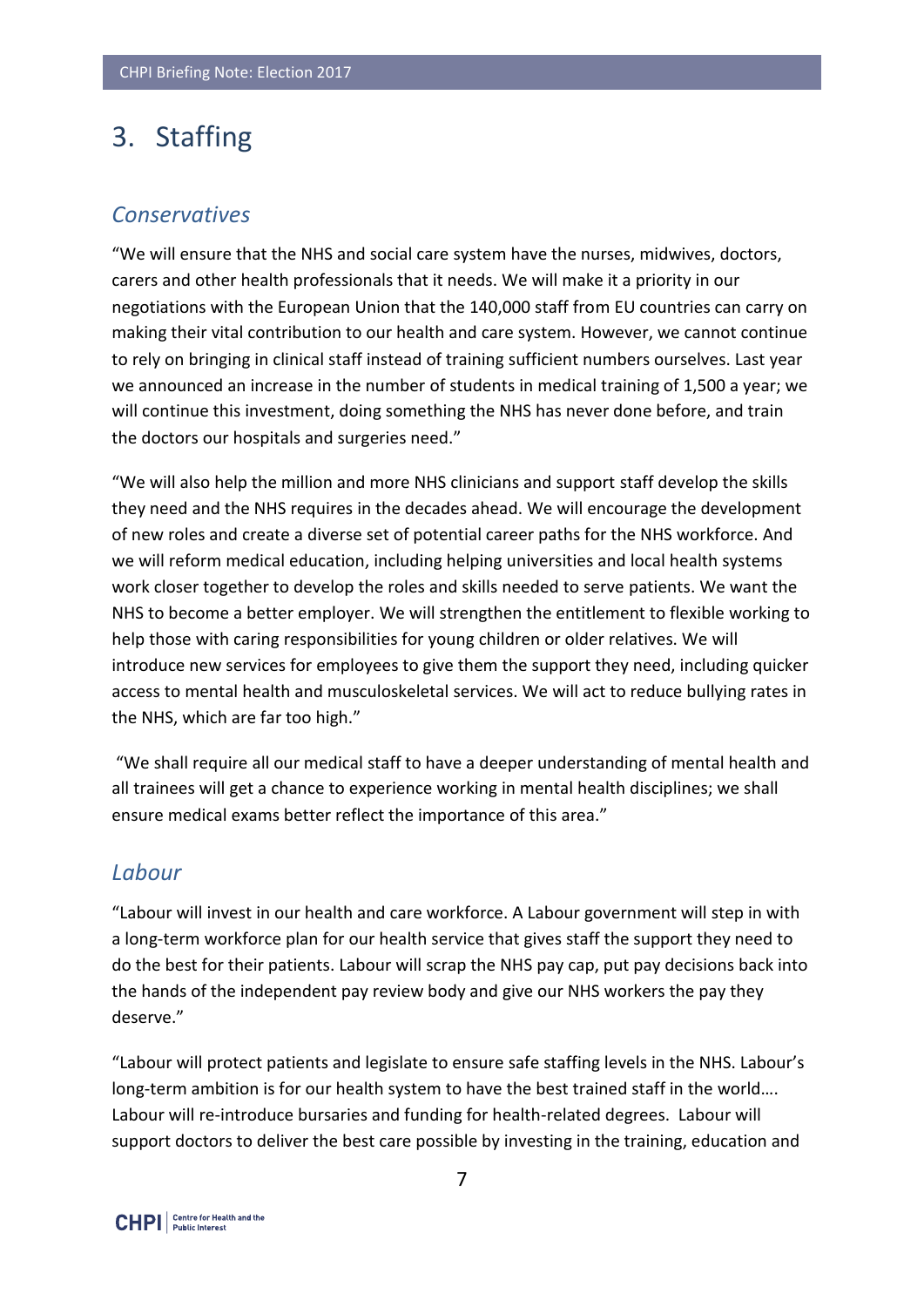## 3. Staffing

### *Conservatives*

"We will ensure that the NHS and social care system have the nurses, midwives, doctors, carers and other health professionals that it needs. We will make it a priority in our negotiations with the European Union that the 140,000 staff from EU countries can carry on making their vital contribution to our health and care system. However, we cannot continue to rely on bringing in clinical staff instead of training sufficient numbers ourselves. Last year we announced an increase in the number of students in medical training of 1,500 a year; we will continue this investment, doing something the NHS has never done before, and train the doctors our hospitals and surgeries need."

"We will also help the million and more NHS clinicians and support staff develop the skills they need and the NHS requires in the decades ahead. We will encourage the development of new roles and create a diverse set of potential career paths for the NHS workforce. And we will reform medical education, including helping universities and local health systems work closer together to develop the roles and skills needed to serve patients. We want the NHS to become a better employer. We will strengthen the entitlement to flexible working to help those with caring responsibilities for young children or older relatives. We will introduce new services for employees to give them the support they need, including quicker access to mental health and musculoskeletal services. We will act to reduce bullying rates in the NHS, which are far too high."

"We shall require all our medical staff to have a deeper understanding of mental health and all trainees will get a chance to experience working in mental health disciplines; we shall ensure medical exams better reflect the importance of this area."

### *Labour*

"Labour will invest in our health and care workforce. A Labour government will step in with a long-term workforce plan for our health service that gives staff the support they need to do the best for their patients. Labour will scrap the NHS pay cap, put pay decisions back into the hands of the independent pay review body and give our NHS workers the pay they deserve."

"Labour will protect patients and legislate to ensure safe staffing levels in the NHS. Labour's long-term ambition is for our health system to have the best trained staff in the world…. Labour will re-introduce bursaries and funding for health-related degrees. Labour will support doctors to deliver the best care possible by investing in the training, education and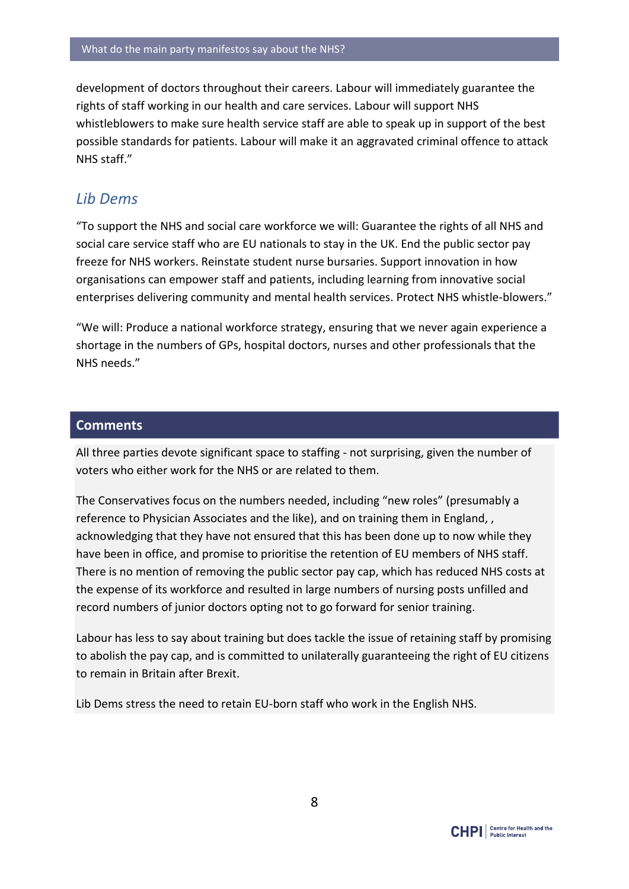development of doctors throughout their careers. Labour will immediately guarantee the rights of staff working in our health and care services. Labour will support NHS whistleblowers to make sure health service staff are able to speak up in support of the best possible standards for patients. Labour will make it an aggravated criminal offence to attack NHS staff."

## *Lib Dems*

"To support the NHS and social care workforce we will: Guarantee the rights of all NHS and social care service staff who are EU nationals to stay in the UK. End the public sector pay freeze for NHS workers. Reinstate student nurse bursaries. Support innovation in how organisations can empower staff and patients, including learning from innovative social enterprises delivering community and mental health services. Protect NHS whistle-blowers."

"We will: Produce a national workforce strategy, ensuring that we never again experience a shortage in the numbers of GPs, hospital doctors, nurses and other professionals that the NHS needs."

## Comments

All three parties devote significant space to staffing - not surprising, given the number of voters who either work for the NHS or are related to them.

The Conservatives focus on the numbers needed, including "new roles" (presumably a reference to Physician Associates and the like), and on training them in England, , acknowledging that they have not ensured that this has been done up to now while they have been in office, and promise to prioritise the retention of EU members of NHS staff. There is no mention of removing the public sector pay cap, which has reduced NHS costs at the expense of its workforce and resulted in large numbers of nursing posts unfilled and record numbers of junior doctors opting not to go forward for senior training.

Labour has less to say about training but does tackle the issue of retaining staff by promising to abolish the pay cap, and is committed to unilaterally guaranteeing the right of EU citizens to remain in Britain after Brexit.

Lib Dems stress the need to retain EU-born staff who work in the English NHS.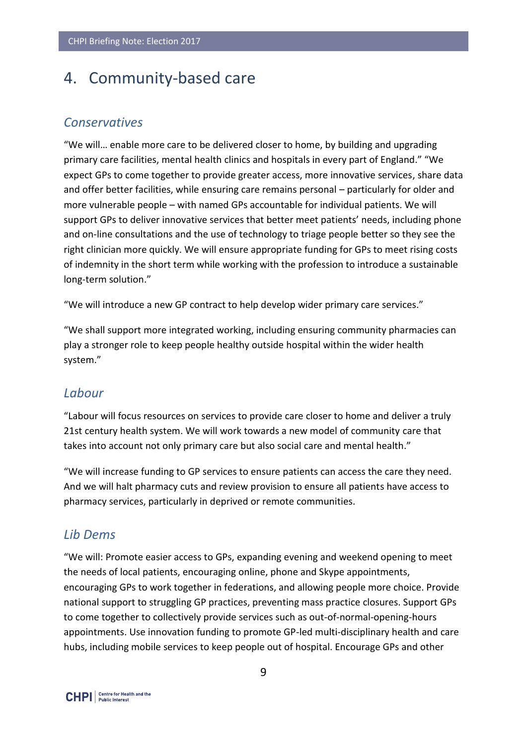# 4. Community-based care

## *Conservatives*

"We will… enable more care to be delivered closer to home, by building and upgrading primary care facilities, mental health clinics and hospitals in every part of England." "We expect GPs to come together to provide greater access, more innovative services, share data and offer better facilities, while ensuring care remains personal – particularly for older and more vulnerable people – with named GPs accountable for individual patients. We will support GPs to deliver innovative services that better meet patients' needs, including phone and on-line consultations and the use of technology to triage people better so they see the right clinician more quickly. We will ensure appropriate funding for GPs to meet rising costs of indemnity in the short term while working with the profession to introduce a sustainable long-term solution."

"We will introduce a new GP contract to help develop wider primary care services."

"We shall support more integrated working, including ensuring community pharmacies can play a stronger role to keep people healthy outside hospital within the wider health system."

## *Labour*

"Labour will focus resources on services to provide care closer to home and deliver a truly 21st century health system. We will work towards a new model of community care that takes into account not only primary care but also social care and mental health."

"We will increase funding to GP services to ensure patients can access the care they need. And we will halt pharmacy cuts and review provision to ensure all patients have access to pharmacy services, particularly in deprived or remote communities.

## *Lib Dems*

"We will: Promote easier access to GPs, expanding evening and weekend opening to meet the needs of local patients, encouraging online, phone and Skype appointments, encouraging GPs to work together in federations, and allowing people more choice. Provide national support to struggling GP practices, preventing mass practice closures. Support GPs to come together to collectively provide services such as out-of-normal-opening-hours appointments. Use innovation funding to promote GP-led multi-disciplinary health and care hubs, including mobile services to keep people out of hospital. Encourage GPs and other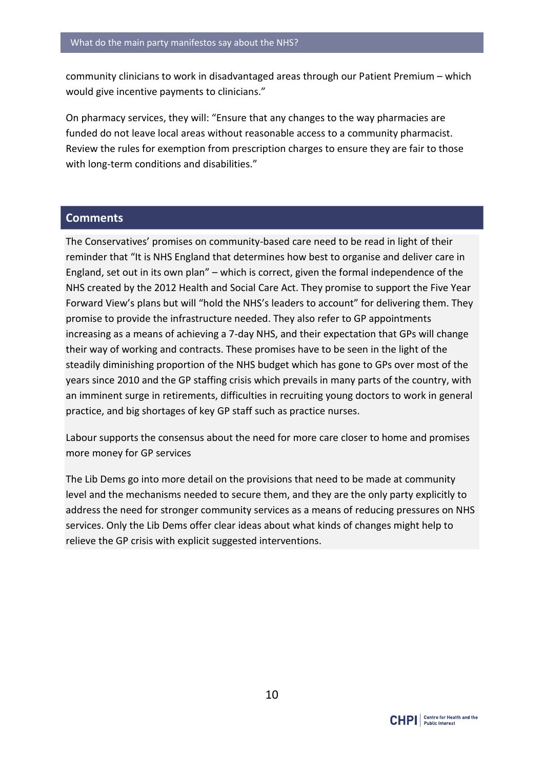community clinicians to work in disadvantaged areas through our Patient Premium – which would give incentive payments to clinicians."

On pharmacy services, they will: "Ensure that any changes to the way pharmacies are funded do not leave local areas without reasonable access to a community pharmacist. Review the rules for exemption from prescription charges to ensure they are fair to those with long-term conditions and disabilities."

## Comments

The Conservatives' promises on community-based care need to be read in light of their reminder that "It is NHS England that determines how best to organise and deliver care in England, set out in its own plan" – which is correct, given the formal independence of the NHS created by the 2012 Health and Social Care Act. They promise to support the Five Year Forward View's plans but will "hold the NHS's leaders to account" for delivering them. They promise to provide the infrastructure needed. They also refer to GP appointments increasing as a means of achieving a 7-day NHS, and their expectation that GPs will change their way of working and contracts. These promises have to be seen in the light of the steadily diminishing proportion of the NHS budget which has gone to GPs over most of the years since 2010 and the GP staffing crisis which prevails in many parts of the country, with an imminent surge in retirements, difficulties in recruiting young doctors to work in general practice, and big shortages of key GP staff such as practice nurses.

Labour supports the consensus about the need for more care closer to home and promises more money for GP services

The Lib Dems go into more detail on the provisions that need to be made at community level and the mechanisms needed to secure them, and they are the only party explicitly to address the need for stronger community services as a means of reducing pressures on NHS services. Only the Lib Dems offer clear ideas about what kinds of changes might help to relieve the GP crisis with explicit suggested interventions.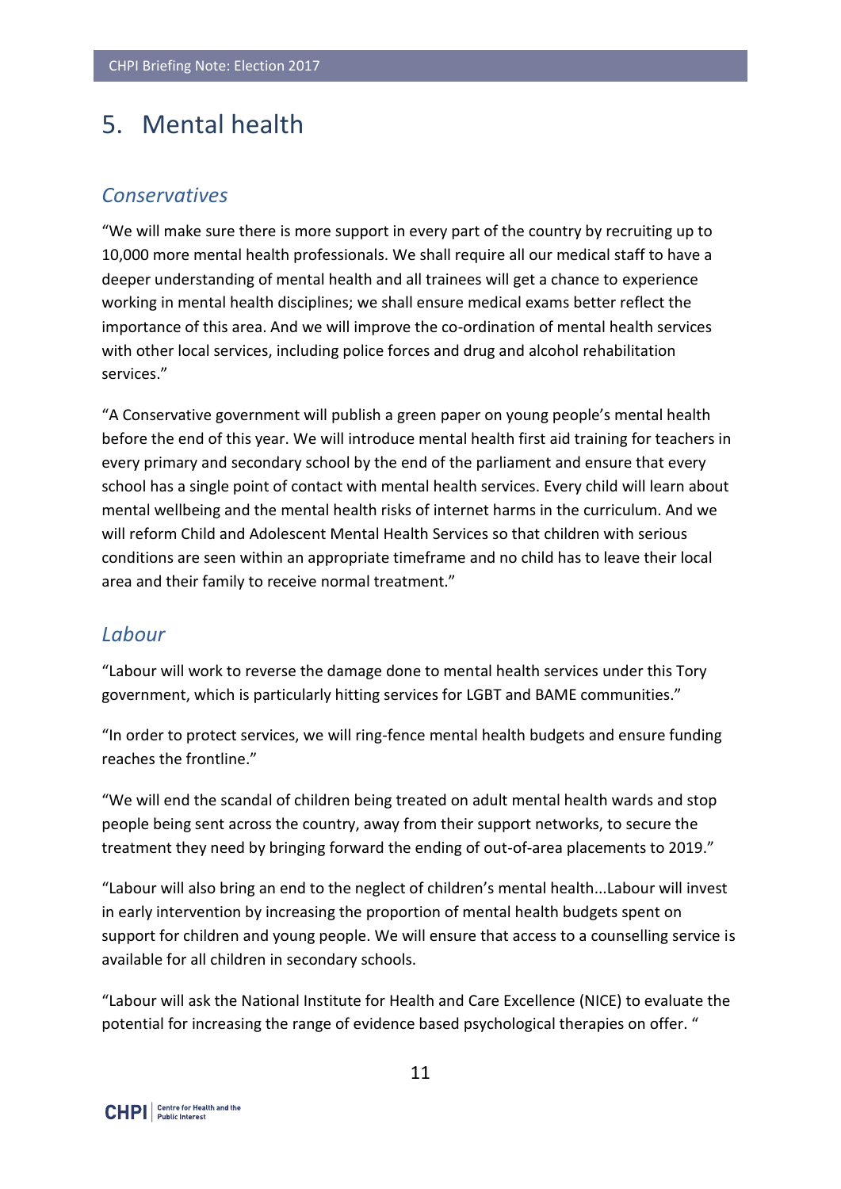# 5. Mental health

## *Conservatives*

"We will make sure there is more support in every part of the country by recruiting up to 10,000 more mental health professionals. We shall require all our medical staff to have a deeper understanding of mental health and all trainees will get a chance to experience working in mental health disciplines; we shall ensure medical exams better reflect the importance of this area. And we will improve the co-ordination of mental health services with other local services, including police forces and drug and alcohol rehabilitation services."

"A Conservative government will publish a green paper on young people's mental health before the end of this year. We will introduce mental health first aid training for teachers in every primary and secondary school by the end of the parliament and ensure that every school has a single point of contact with mental health services. Every child will learn about mental wellbeing and the mental health risks of internet harms in the curriculum. And we will reform Child and Adolescent Mental Health Services so that children with serious conditions are seen within an appropriate timeframe and no child has to leave their local area and their family to receive normal treatment."

## *Labour*

"Labour will work to reverse the damage done to mental health services under this Tory government, which is particularly hitting services for LGBT and BAME communities."

"In order to protect services, we will ring-fence mental health budgets and ensure funding reaches the frontline."

"We will end the scandal of children being treated on adult mental health wards and stop people being sent across the country, away from their support networks, to secure the treatment they need by bringing forward the ending of out-of-area placements to 2019."

"Labour will also bring an end to the neglect of children's mental health...Labour will invest in early intervention by increasing the proportion of mental health budgets spent on support for children and young people. We will ensure that access to a counselling service is available for all children in secondary schools.

"Labour will ask the National Institute for Health and Care Excellence (NICE) to evaluate the potential for increasing the range of evidence based psychological therapies on offer. "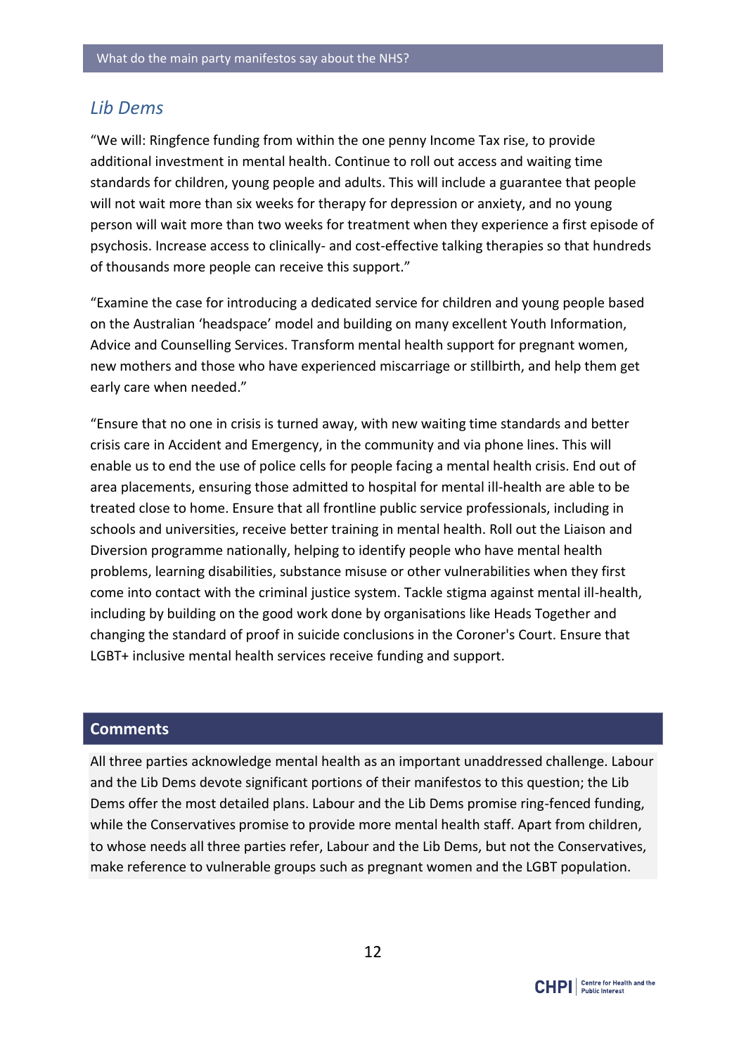## *Lib Dems*

"We will: Ringfence funding from within the one penny Income Tax rise, to provide additional investment in mental health. Continue to roll out access and waiting time standards for children, young people and adults. This will include a guarantee that people will not wait more than six weeks for therapy for depression or anxiety, and no young person will wait more than two weeks for treatment when they experience a first episode of psychosis. Increase access to clinically- and cost-effective talking therapies so that hundreds of thousands more people can receive this support."

"Examine the case for introducing a dedicated service for children and young people based on the Australian 'headspace' model and building on many excellent Youth Information, Advice and Counselling Services. Transform mental health support for pregnant women, new mothers and those who have experienced miscarriage or stillbirth, and help them get early care when needed."

"Ensure that no one in crisis is turned away, with new waiting time standards and better crisis care in Accident and Emergency, in the community and via phone lines. This will enable us to end the use of police cells for people facing a mental health crisis. End out of area placements, ensuring those admitted to hospital for mental ill-health are able to be treated close to home. Ensure that all frontline public service professionals, including in schools and universities, receive better training in mental health. Roll out the Liaison and Diversion programme nationally, helping to identify people who have mental health problems, learning disabilities, substance misuse or other vulnerabilities when they first come into contact with the criminal justice system. Tackle stigma against mental ill-health, including by building on the good work done by organisations like Heads Together and changing the standard of proof in suicide conclusions in the Coroner's Court. Ensure that LGBT+ inclusive mental health services receive funding and support.

### Comments

All three parties acknowledge mental health as an important unaddressed challenge. Labour and the Lib Dems devote significant portions of their manifestos to this question; the Lib Dems offer the most detailed plans. Labour and the Lib Dems promise ring-fenced funding, while the Conservatives promise to provide more mental health staff. Apart from children, to whose needs all three parties refer, Labour and the Lib Dems, but not the Conservatives, make reference to vulnerable groups such as pregnant women and the LGBT population.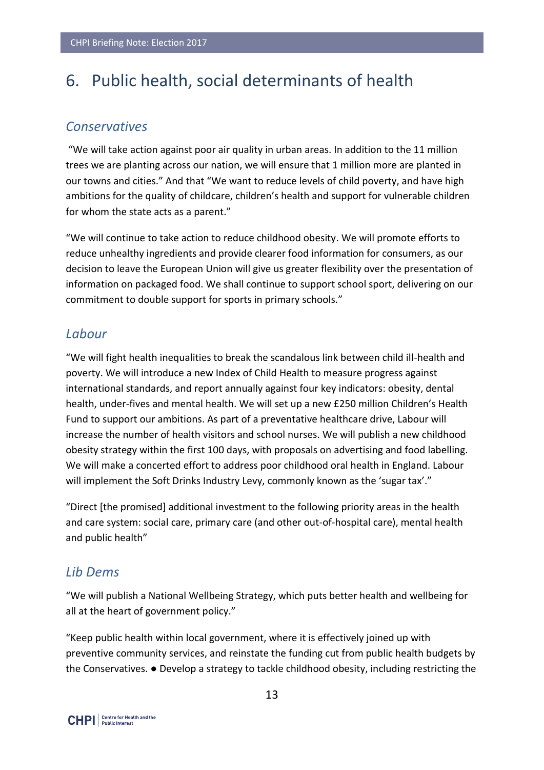# 6. Public health, social determinants of health

## *Conservatives*

"We will take action against poor air quality in urban areas. In addition to the 11 million trees we are planting across our nation, we will ensure that 1 million more are planted in our towns and cities." And that "We want to reduce levels of child poverty, and have high ambitions for the quality of childcare, children's health and support for vulnerable children for whom the state acts as a parent."

"We will continue to take action to reduce childhood obesity. We will promote efforts to reduce unhealthy ingredients and provide clearer food information for consumers, as our decision to leave the European Union will give us greater flexibility over the presentation of information on packaged food. We shall continue to support school sport, delivering on our commitment to double support for sports in primary schools."

## *Labour*

"We will fight health inequalities to break the scandalous link between child ill-health and poverty. We will introduce a new Index of Child Health to measure progress against international standards, and report annually against four key indicators: obesity, dental health, under-fives and mental health. We will set up a new £250 million Children's Health Fund to support our ambitions. As part of a preventative healthcare drive, Labour will increase the number of health visitors and school nurses. We will publish a new childhood obesity strategy within the first 100 days, with proposals on advertising and food labelling. We will make a concerted effort to address poor childhood oral health in England. Labour will implement the Soft Drinks Industry Levy, commonly known as the 'sugar tax'."

"Direct [the promised] additional investment to the following priority areas in the health and care system: social care, primary care (and other out-of-hospital care), mental health and public health"

## *Lib Dems*

"We will publish a National Wellbeing Strategy, which puts better health and wellbeing for all at the heart of government policy."

"Keep public health within local government, where it is effectively joined up with preventive community services, and reinstate the funding cut from public health budgets by the Conservatives. ● Develop a strategy to tackle childhood obesity, including restricting the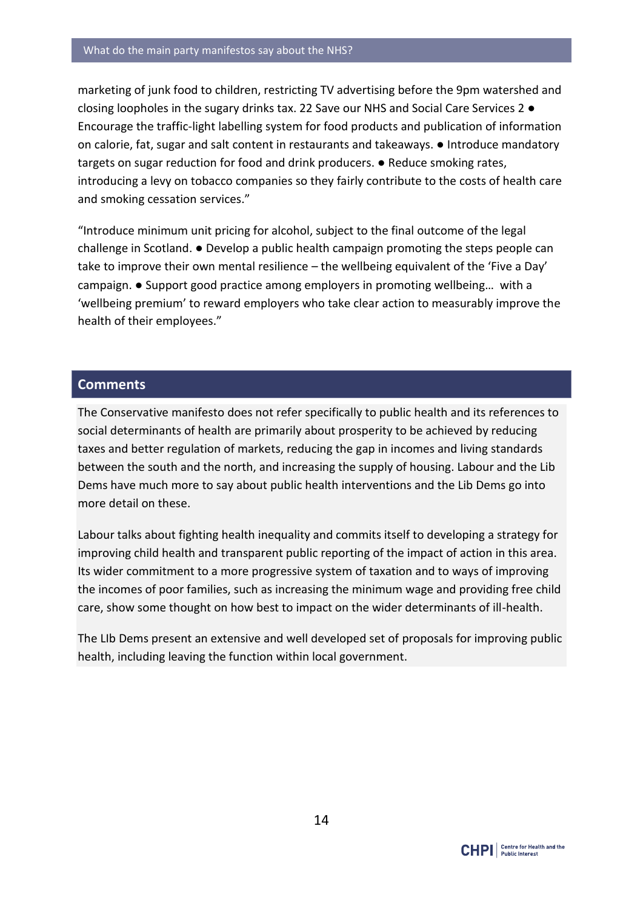marketing of junk food to children, restricting TV advertising before the 9pm watershed and closing loopholes in the sugary drinks tax. 22 Save our NHS and Social Care Services 2 ● Encourage the traffic-light labelling system for food products and publication of information on calorie, fat, sugar and salt content in restaurants and takeaways. ● Introduce mandatory targets on sugar reduction for food and drink producers. ● Reduce smoking rates, introducing a levy on tobacco companies so they fairly contribute to the costs of health care and smoking cessation services."

"Introduce minimum unit pricing for alcohol, subject to the final outcome of the legal challenge in Scotland. ● Develop a public health campaign promoting the steps people can take to improve their own mental resilience – the wellbeing equivalent of the 'Five a Day' campaign. ● Support good practice among employers in promoting wellbeing… with a 'wellbeing premium' to reward employers who take clear action to measurably improve the health of their employees."

## Comments

The Conservative manifesto does not refer specifically to public health and its references to social determinants of health are primarily about prosperity to be achieved by reducing taxes and better regulation of markets, reducing the gap in incomes and living standards between the south and the north, and increasing the supply of housing. Labour and the Lib Dems have much more to say about public health interventions and the Lib Dems go into more detail on these.

Labour talks about fighting health inequality and commits itself to developing a strategy for improving child health and transparent public reporting of the impact of action in this area. Its wider commitment to a more progressive system of taxation and to ways of improving the incomes of poor families, such as increasing the minimum wage and providing free child care, show some thought on how best to impact on the wider determinants of ill-health.

The LIb Dems present an extensive and well developed set of proposals for improving public health, including leaving the function within local government.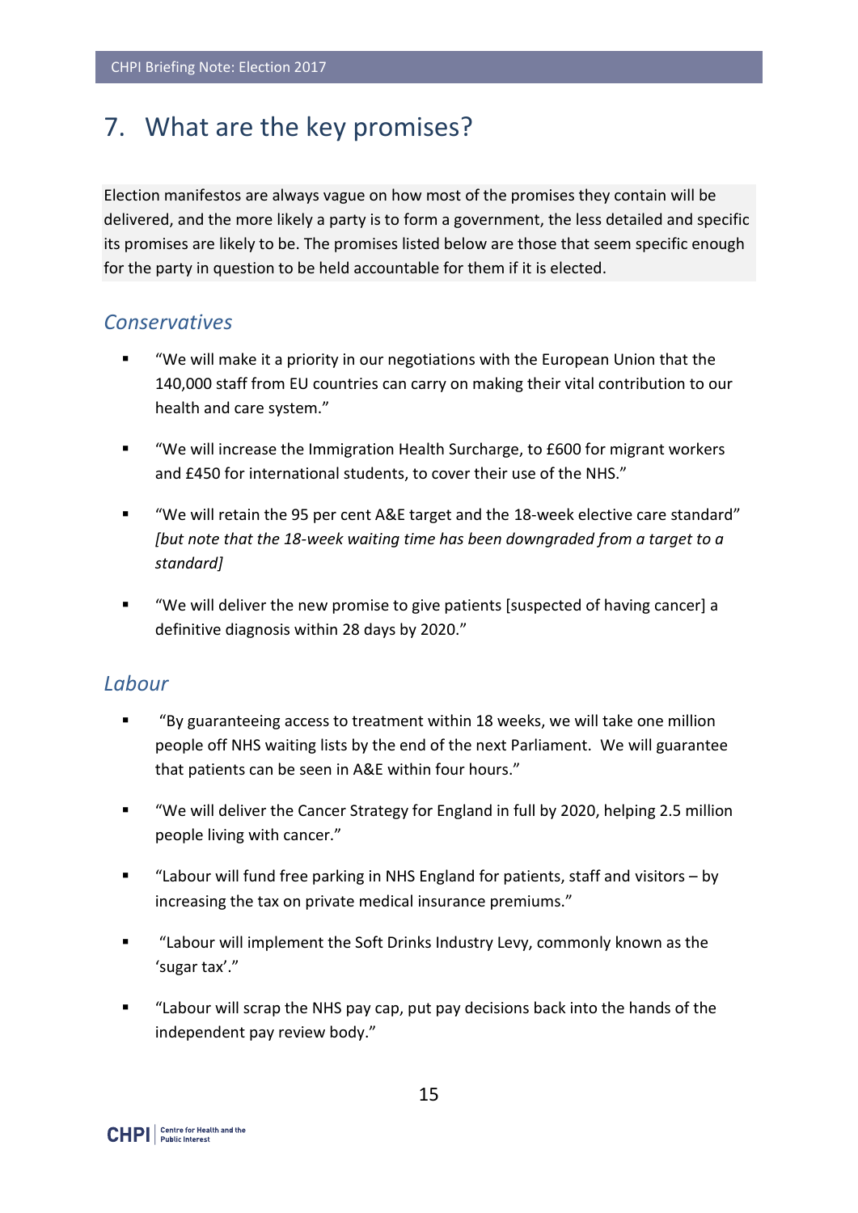# 7. What are the key promises?

Election manifestos are always vague on how most of the promises they contain will be delivered, and the more likely a party is to form a government, the less detailed and specific its promises are likely to be. The promises listed below are those that seem specific enough for the party in question to be held accountable for them if it is elected.

## *Conservatives*

- "We will make it a priority in our negotiations with the European Union that the 140,000 staff from EU countries can carry on making their vital contribution to our health and care system."
- "We will increase the Immigration Health Surcharge, to £600 for migrant workers and £450 for international students, to cover their use of the NHS."
- "We will retain the 95 per cent A&E target and the 18-week elective care standard" *[but note that the 18-week waiting time has been downgraded from a target to a standard]*
- "We will deliver the new promise to give patients [suspected of having cancer] a definitive diagnosis within 28 days by 2020."

## *Labour*

- "By guaranteeing access to treatment within 18 weeks, we will take one million people off NHS waiting lists by the end of the next Parliament. We will guarantee that patients can be seen in A&E within four hours."
- "We will deliver the Cancer Strategy for England in full by 2020, helping 2.5 million people living with cancer."
- "Labour will fund free parking in NHS England for patients, staff and visitors – by increasing the tax on private medical insurance premiums."
- "Labour will implement the Soft Drinks Industry Levy, commonly known as the 'sugar tax'."
- "Labour will scrap the NHS pay cap, put pay decisions back into the hands of the independent pay review body."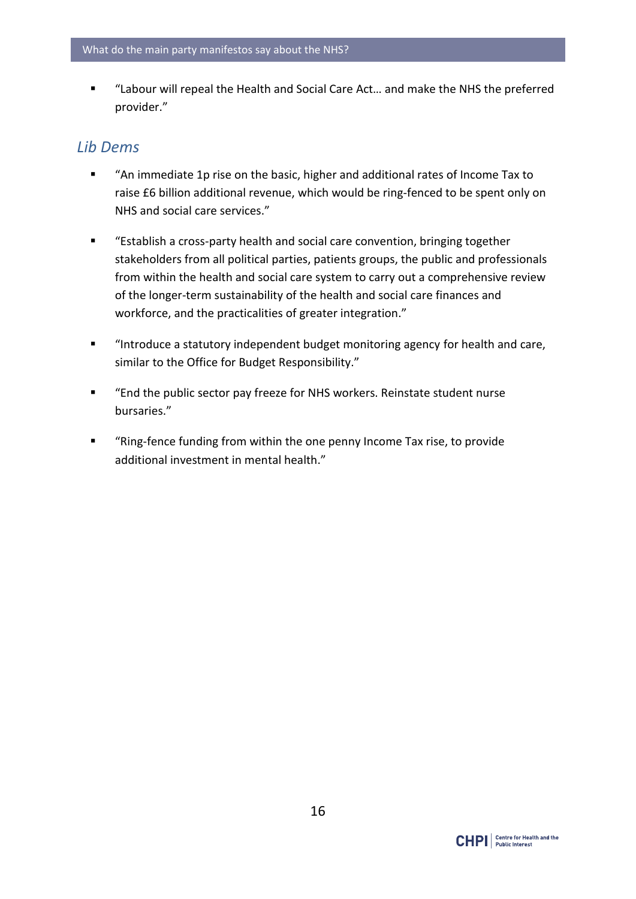- "Labour will repeal the Health and Social Care Act… and make the NHS the preferred provider."

## *Lib Dems*

- "An immediate 1p rise on the basic, higher and additional rates of Income Tax to raise £6 billion additional revenue, which would be ring-fenced to be spent only on NHS and social care services."
- "Establish a cross-party health and social care convention, bringing together stakeholders from all political parties, patients groups, the public and professionals from within the health and social care system to carry out a comprehensive review of the longer-term sustainability of the health and social care finances and workforce, and the practicalities of greater integration."
- "Introduce a statutory independent budget monitoring agency for health and care, similar to the Office for Budget Responsibility."
- "End the public sector pay freeze for NHS workers. Reinstate student nurse bursaries."
- "Ring-fence funding from within the one penny Income Tax rise, to provide additional investment in mental health."